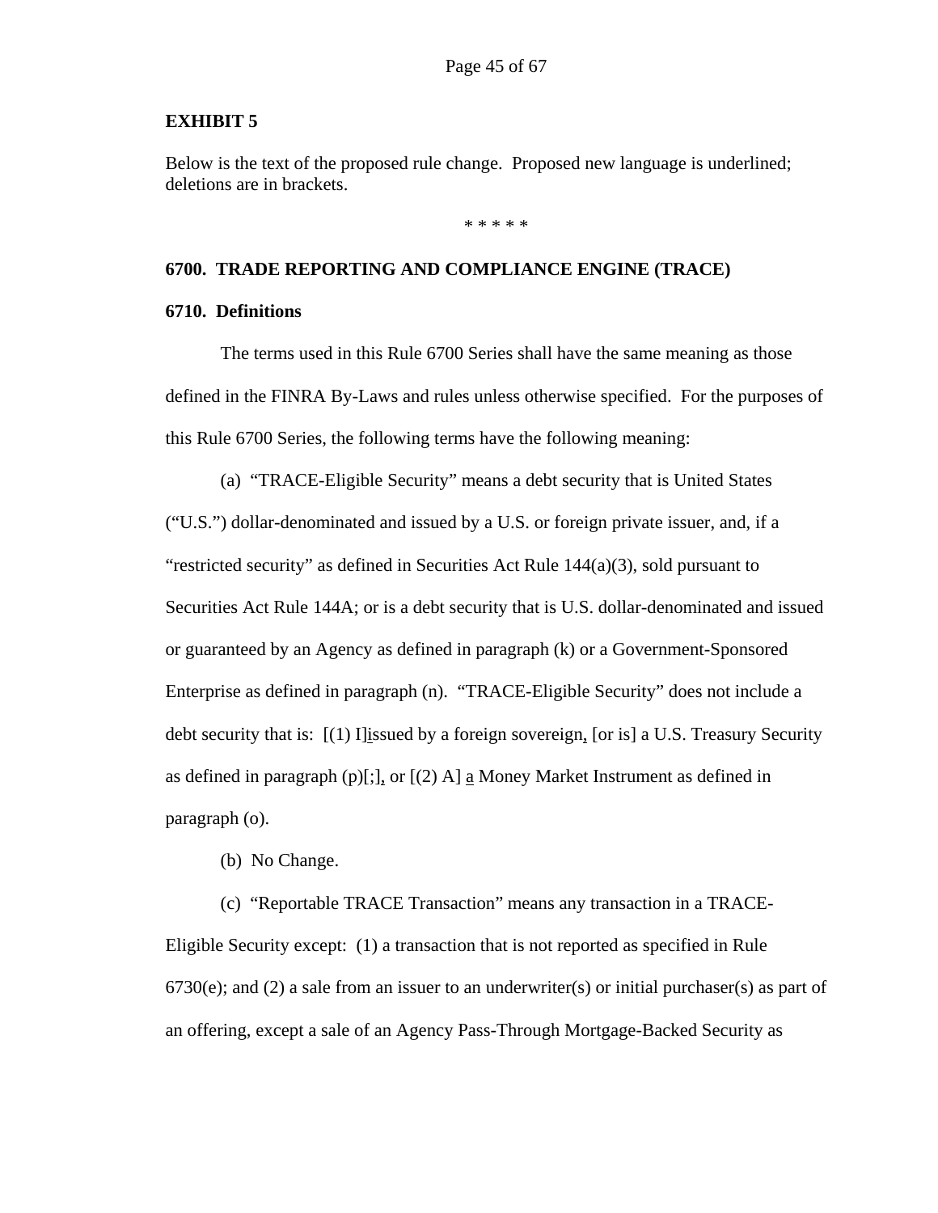**EXHIBIT 5**

Below is the text of the proposed rule change. Proposed new language is underlined; deletions are in brackets.

\* \* \* \* \*

**6700. TRADE REPORTING AND COMPLIANCE ENGINE (TRACE)**

**6710. Definitions**

The terms used in this Rule 6700 Series shall have the same meaning as those defined in the FINRA By-Laws and rules unless otherwise specified. For the purposes of this Rule 6700 Series, the following terms have the following meaning:

(a) "TRACE-Eligible Security" means a debt security that is United States ("U.S.") dollar-denominated and issued by a U.S. or foreign private issuer, and, if a "restricted security" as defined in Securities Act Rule 144(a)(3), sold pursuant to Securities Act Rule 144A; or is a debt security that is U.S. dollar-denominated and issued or guaranteed by an Agency as defined in paragraph (k) or a Government-Sponsored Enterprise as defined in paragraph (n). "TRACE-Eligible Security" does not include a debt security that is: [(1) I]<u>i</u>ssued by a foreign sovereign<u>,</u> [or is] a U.S. Treasury Security as defined in paragraph (p)[;]<u>,</u> or [(2) A] <u>a</u> Money Market Instrument as defined in paragraph (o).

(b) No Change.

(c) "Reportable TRACE Transaction" means any transaction in a TRACE-Eligible Security except: (1) a transaction that is not reported as specified in Rule 6730(e); and (2) a sale from an issuer to an underwriter(s) or initial purchaser(s) as part of an offering, except a sale of an Agency Pass-Through Mortgage-Backed Security as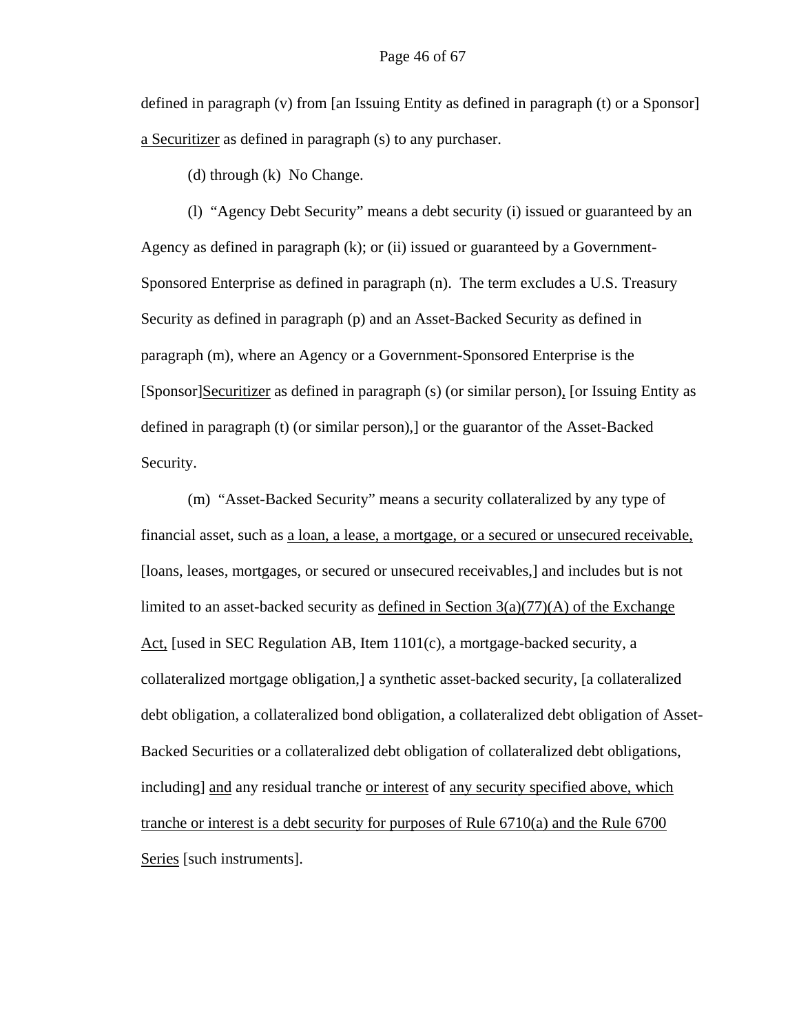defined in paragraph (v) from [an Issuing Entity as defined in paragraph (t) or a Sponsor] <u>a Securitizer</u> as defined in paragraph (s) to any purchaser.

(d) through (k) No Change.

(l) "Agency Debt Security" means a debt security (i) issued or guaranteed by an Agency as defined in paragraph (k); or (ii) issued or guaranteed by a Government-Sponsored Enterprise as defined in paragraph (n). The term excludes a U.S. Treasury Security as defined in paragraph (p) and an Asset-Backed Security as defined in paragraph (m), where an Agency or a Government-Sponsored Enterprise is the [Sponsor]<u>Securitizer</u> as defined in paragraph (s) (or similar person)<u>,</u> [or Issuing Entity as defined in paragraph (t) (or similar person),] or the guarantor of the Asset-Backed Security.

(m) "Asset-Backed Security" means a security collateralized by any type of financial asset, such as <u>a loan, a lease, a mortgage, or a secured or unsecured receivable,</u> [loans, leases, mortgages, or secured or unsecured receivables,] and includes but is not limited to an asset-backed security as <u>defined in Section 3(a)(77)(A) of the Exchange Act,</u> [used in SEC Regulation AB, Item 1101(c), a mortgage-backed security, a collateralized mortgage obligation,] a synthetic asset-backed security, [a collateralized debt obligation, a collateralized bond obligation, a collateralized debt obligation of Asset-Backed Securities or a collateralized debt obligation of collateralized debt obligations, including] <u>and</u> any residual tranche <u>or interest</u> of <u>any security specified above, which tranche or interest is a debt security for purposes of Rule 6710(a) and the Rule 6700 Series</u> [such instruments].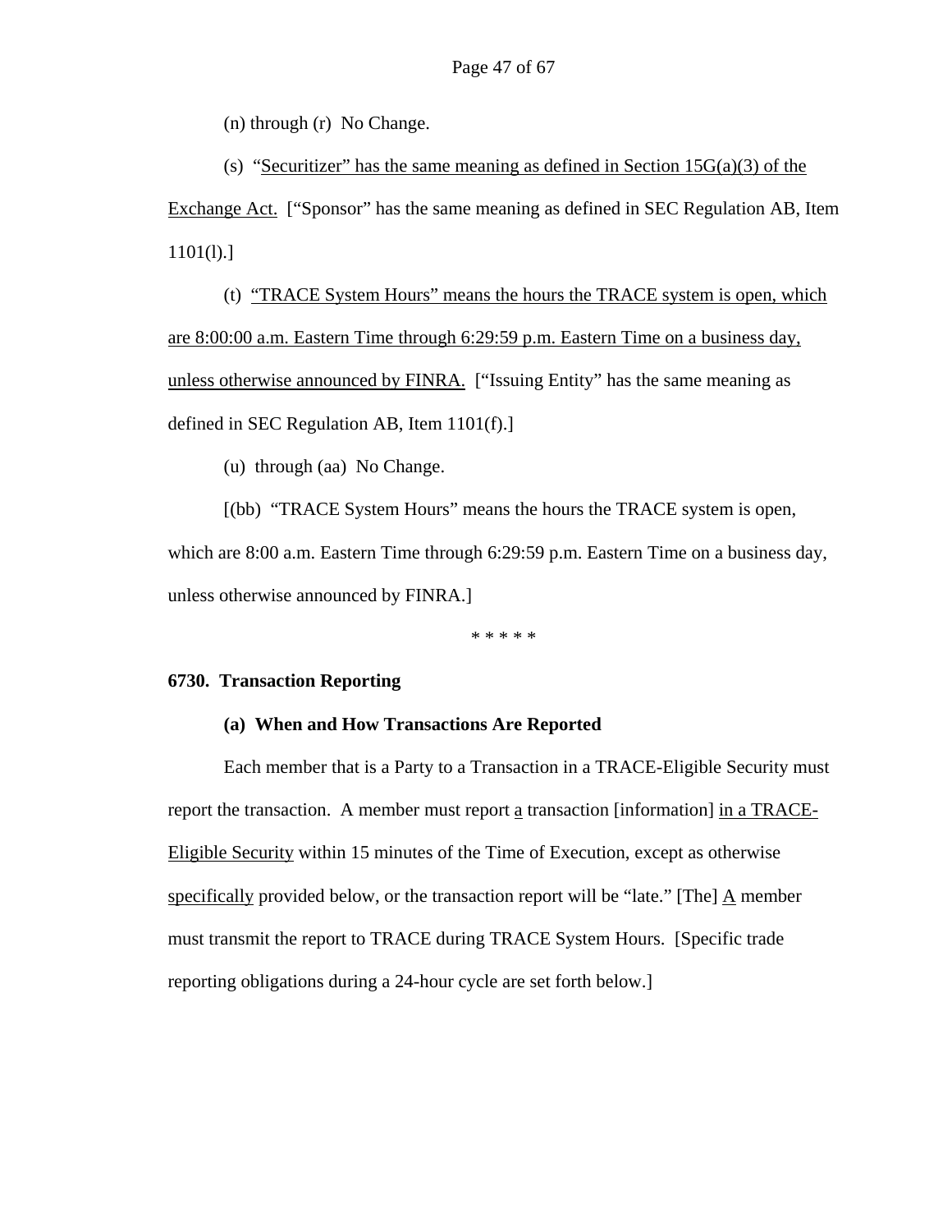(n) through (r)  No Change.

(s)  <u>"Securitizer" has the same meaning as defined in Section 15G(a)(3) of the Exchange Act.</u>  ["Sponsor" has the same meaning as defined in SEC Regulation AB, Item 1101(l).]

(t)  <u>"TRACE System Hours" means the hours the TRACE system is open, which are 8:00:00 a.m. Eastern Time through 6:29:59 p.m. Eastern Time on a business day, unless otherwise announced by FINRA.</u>  ["Issuing Entity" has the same meaning as defined in SEC Regulation AB, Item 1101(f).]

(u)  through (aa)  No Change.

[(bb)  "TRACE System Hours" means the hours the TRACE system is open, which are 8:00 a.m. Eastern Time through 6:29:59 p.m. Eastern Time on a business day, unless otherwise announced by FINRA.]

* * * * *

**6730.  Transaction Reporting**

**(a)  When and How Transactions Are Reported**

Each member that is a Party to a Transaction in a TRACE-Eligible Security must report the transaction.  A member must report <u>a</u> transaction [information] <u>in a TRACE-Eligible Security</u> within 15 minutes of the Time of Execution, except as otherwise <u>specifically</u> provided below, or the transaction report will be "late." [The] <u>A</u> member must transmit the report to TRACE during TRACE System Hours.  [Specific trade reporting obligations during a 24-hour cycle are set forth below.]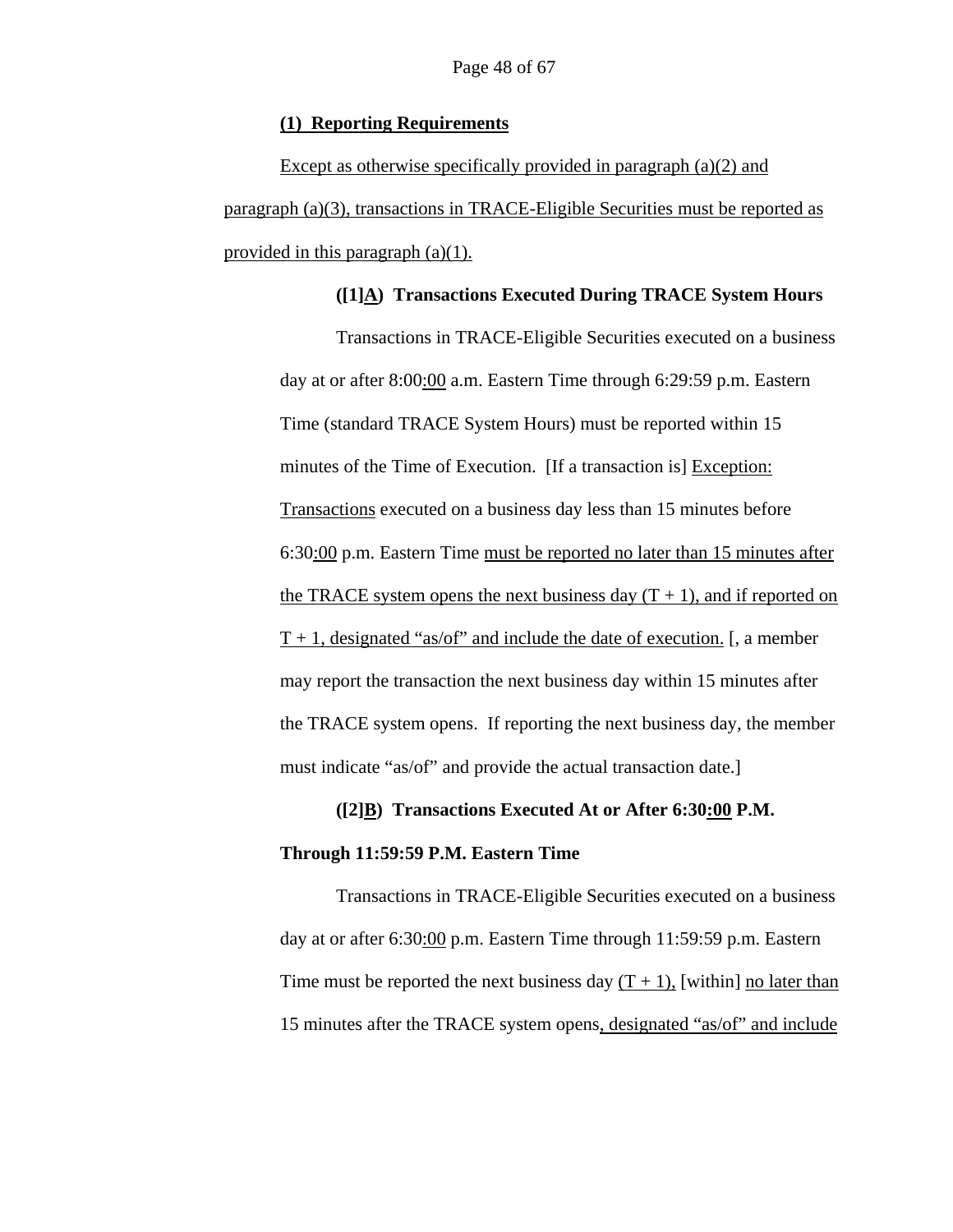**(1) Reporting Requirements**

Except as otherwise specifically provided in paragraph (a)(2) and paragraph (a)(3), transactions in TRACE-Eligible Securities must be reported as provided in this paragraph (a)(1).

**([1]A) Transactions Executed During TRACE System Hours**

Transactions in TRACE-Eligible Securities executed on a business day at or after 8:00:00 a.m. Eastern Time through 6:29:59 p.m. Eastern Time (standard TRACE System Hours) must be reported within 15 minutes of the Time of Execution. [If a transaction is] Exception: Transactions executed on a business day less than 15 minutes before 6:30:00 p.m. Eastern Time must be reported no later than 15 minutes after the TRACE system opens the next business day (T + 1), and if reported on T + 1, designated "as/of" and include the date of execution. [, a member may report the transaction the next business day within 15 minutes after the TRACE system opens. If reporting the next business day, the member must indicate "as/of" and provide the actual transaction date.]

**([2]B) Transactions Executed At or After 6:30:00 P.M. Through 11:59:59 P.M. Eastern Time**

Transactions in TRACE-Eligible Securities executed on a business day at or after 6:30:00 p.m. Eastern Time through 11:59:59 p.m. Eastern Time must be reported the next business day (T + 1), [within] no later than 15 minutes after the TRACE system opens, designated "as/of" and include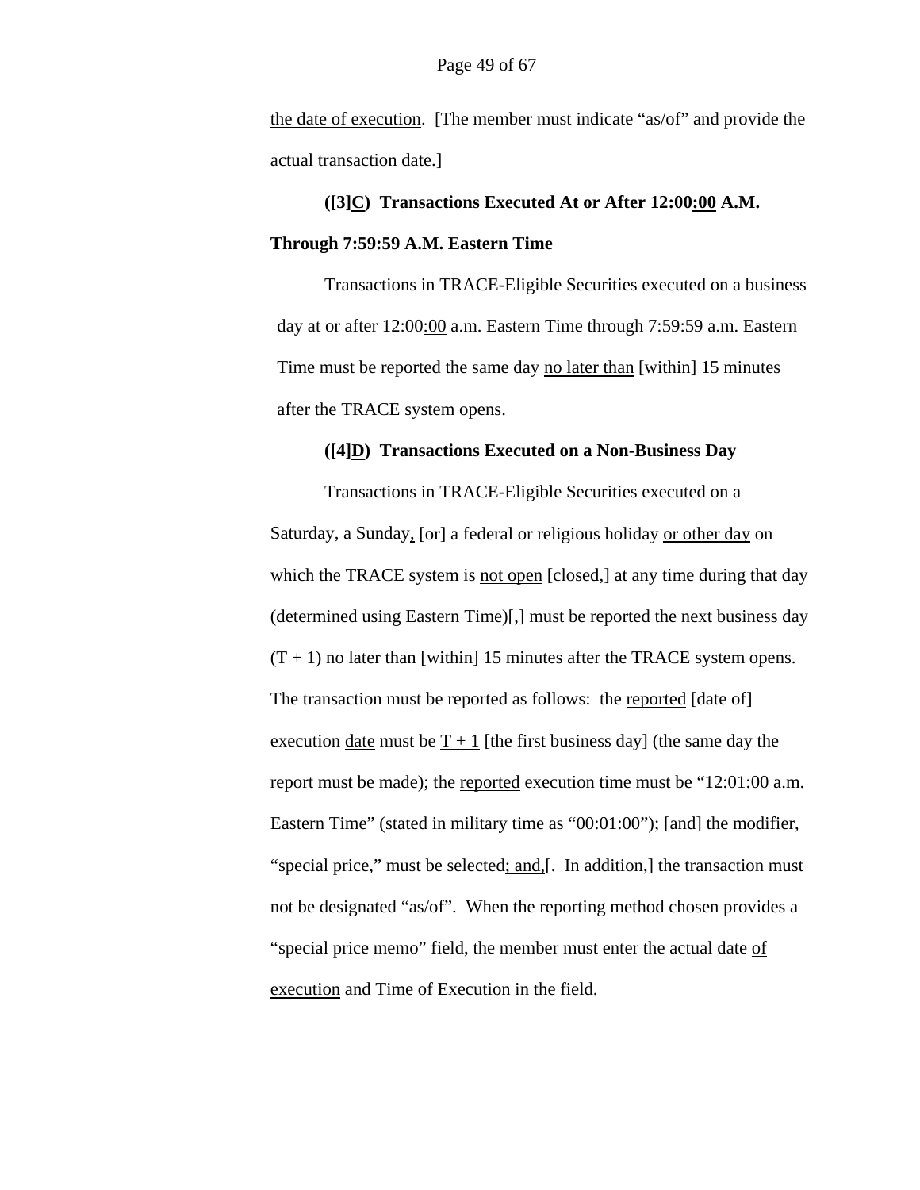the date of execution. [The member must indicate "as/of" and provide the actual transaction date.]

**([3]C) Transactions Executed At or After 12:00:00 A.M. Through 7:59:59 A.M. Eastern Time**

Transactions in TRACE-Eligible Securities executed on a business day at or after 12:00:00 a.m. Eastern Time through 7:59:59 a.m. Eastern Time must be reported the same day no later than [within] 15 minutes after the TRACE system opens.

**([4]D) Transactions Executed on a Non-Business Day**

Transactions in TRACE-Eligible Securities executed on a Saturday, a Sunday, [or] a federal or religious holiday or other day on which the TRACE system is not open [closed,] at any time during that day (determined using Eastern Time)[,] must be reported the next business day (T + 1) no later than [within] 15 minutes after the TRACE system opens. The transaction must be reported as follows: the reported [date of] execution date must be T + 1 [the first business day] (the same day the report must be made); the reported execution time must be "12:01:00 a.m. Eastern Time" (stated in military time as "00:01:00"); [and] the modifier, "special price," must be selected; and,[. In addition,] the transaction must not be designated "as/of". When the reporting method chosen provides a "special price memo" field, the member must enter the actual date of execution and Time of Execution in the field.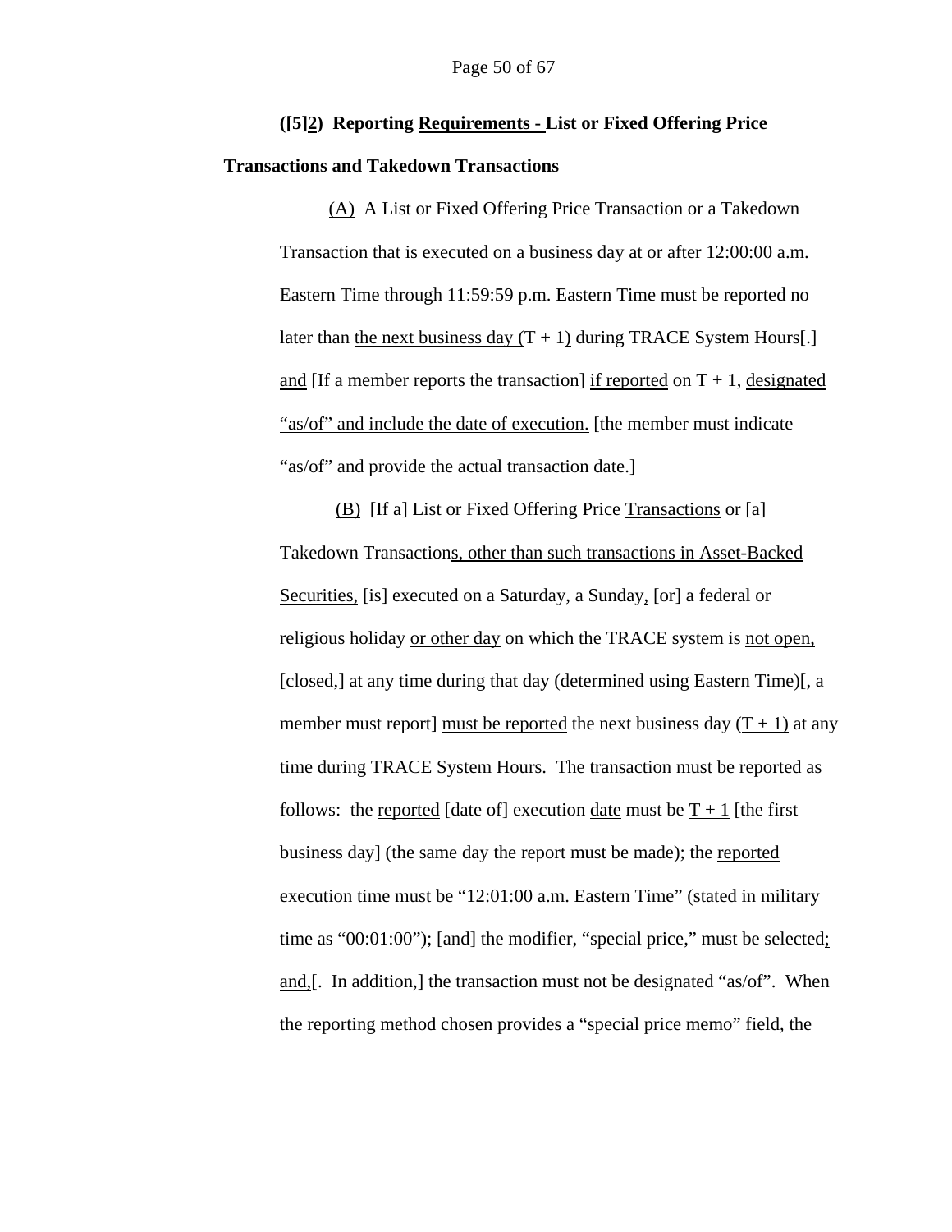**([5]2) Reporting Requirements - List or Fixed Offering Price Transactions and Takedown Transactions**

(A) A List or Fixed Offering Price Transaction or a Takedown Transaction that is executed on a business day at or after 12:00:00 a.m. Eastern Time through 11:59:59 p.m. Eastern Time must be reported no later than the next business day (T + 1) during TRACE System Hours[.] and [If a member reports the transaction] if reported on T + 1, designated "as/of" and include the date of execution. [the member must indicate "as/of" and provide the actual transaction date.]

(B) [If a] List or Fixed Offering Price Transactions or [a] Takedown Transactions, other than such transactions in Asset-Backed Securities, [is] executed on a Saturday, a Sunday, [or] a federal or religious holiday or other day on which the TRACE system is not open, [closed,] at any time during that day (determined using Eastern Time)[, a member must report] must be reported the next business day (T + 1) at any time during TRACE System Hours. The transaction must be reported as follows: the reported [date of] execution date must be T + 1 [the first business day] (the same day the report must be made); the reported execution time must be "12:01:00 a.m. Eastern Time" (stated in military time as "00:01:00"); [and] the modifier, "special price," must be selected; and,[. In addition,] the transaction must not be designated "as/of". When the reporting method chosen provides a "special price memo" field, the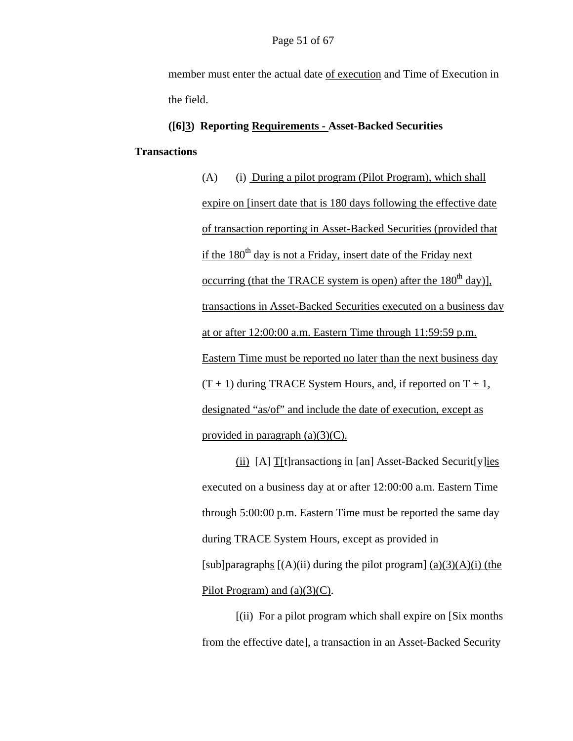member must enter the actual date <u>of execution</u> and Time of Execution in the field.

**([6]<u>3</u>) Reporting <u>Requirements -</u> Asset-Backed Securities Transactions**

(A) (i) <u>During a pilot program (Pilot Program), which shall expire on [insert date that is 180 days following the effective date of transaction reporting in Asset-Backed Securities (provided that if the 180th day is not a Friday, insert date of the Friday next occurring (that the TRACE system is open) after the 180th day)], transactions in Asset-Backed Securities executed on a business day at or after 12:00:00 a.m. Eastern Time through 11:59:59 p.m. Eastern Time must be reported no later than the next business day (T + 1) during TRACE System Hours, and, if reported on T + 1, designated "as/of" and include the date of execution, except as provided in paragraph (a)(3)(C).</u>

<u>(ii)</u> [A] <u>T</u>[t]ransaction<u>s</u> in [an] Asset-Backed Securit[y]<u>ies</u> executed on a business day at or after 12:00:00 a.m. Eastern Time through 5:00:00 p.m. Eastern Time must be reported the same day during TRACE System Hours, except as provided in [sub]paragraph<u>s</u> [(A)(ii) during the pilot program] <u>(a)(3)(A)(i) (the Pilot Program) and (a)(3)(C)</u>.

[(ii) For a pilot program which shall expire on [Six months from the effective date], a transaction in an Asset-Backed Security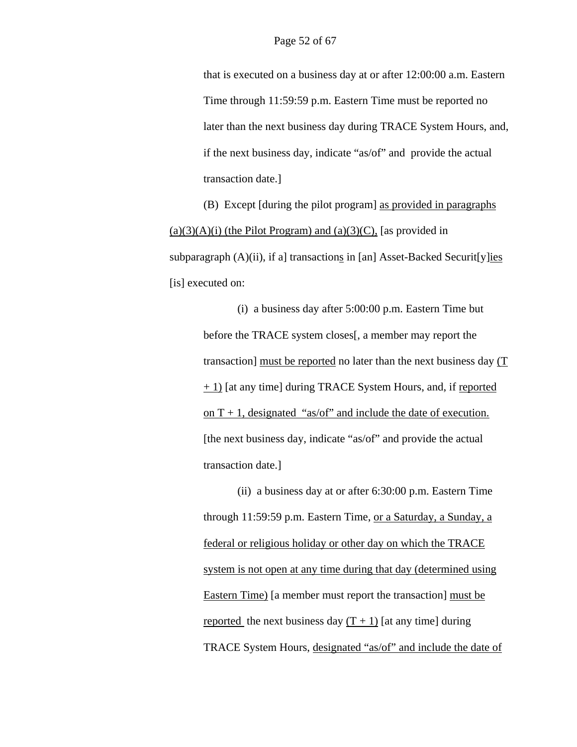that is executed on a business day at or after 12:00:00 a.m. Eastern Time through 11:59:59 p.m. Eastern Time must be reported no later than the next business day during TRACE System Hours, and, if the next business day, indicate "as/of" and provide the actual transaction date.]

(B) Except [during the pilot program] <u>as provided in paragraphs (a)(3)(A)(i) (the Pilot Program) and (a)(3)(C),</u> [as provided in subparagraph (A)(ii), if a] transaction<u>s</u> in [an] Asset-Backed Securit[y]<u>ies</u> [is] executed on:

(i) a business day after 5:00:00 p.m. Eastern Time but before the TRACE system closes[, a member may report the transaction] <u>must be reported</u> no later than the next business day <u>(T + 1)</u> [at any time] during TRACE System Hours, and, if <u>reported on T + 1, designated "as/of" and include the date of execution.</u> [the next business day, indicate "as/of" and provide the actual transaction date.]

(ii) a business day at or after 6:30:00 p.m. Eastern Time through 11:59:59 p.m. Eastern Time, <u>or a Saturday, a Sunday, a federal or religious holiday or other day on which the TRACE system is not open at any time during that day (determined using Eastern Time)</u> [a member must report the transaction] <u>must be reported</u> the next business day <u>(T + 1)</u> [at any time] during TRACE System Hours, <u>designated "as/of" and include the date of</u>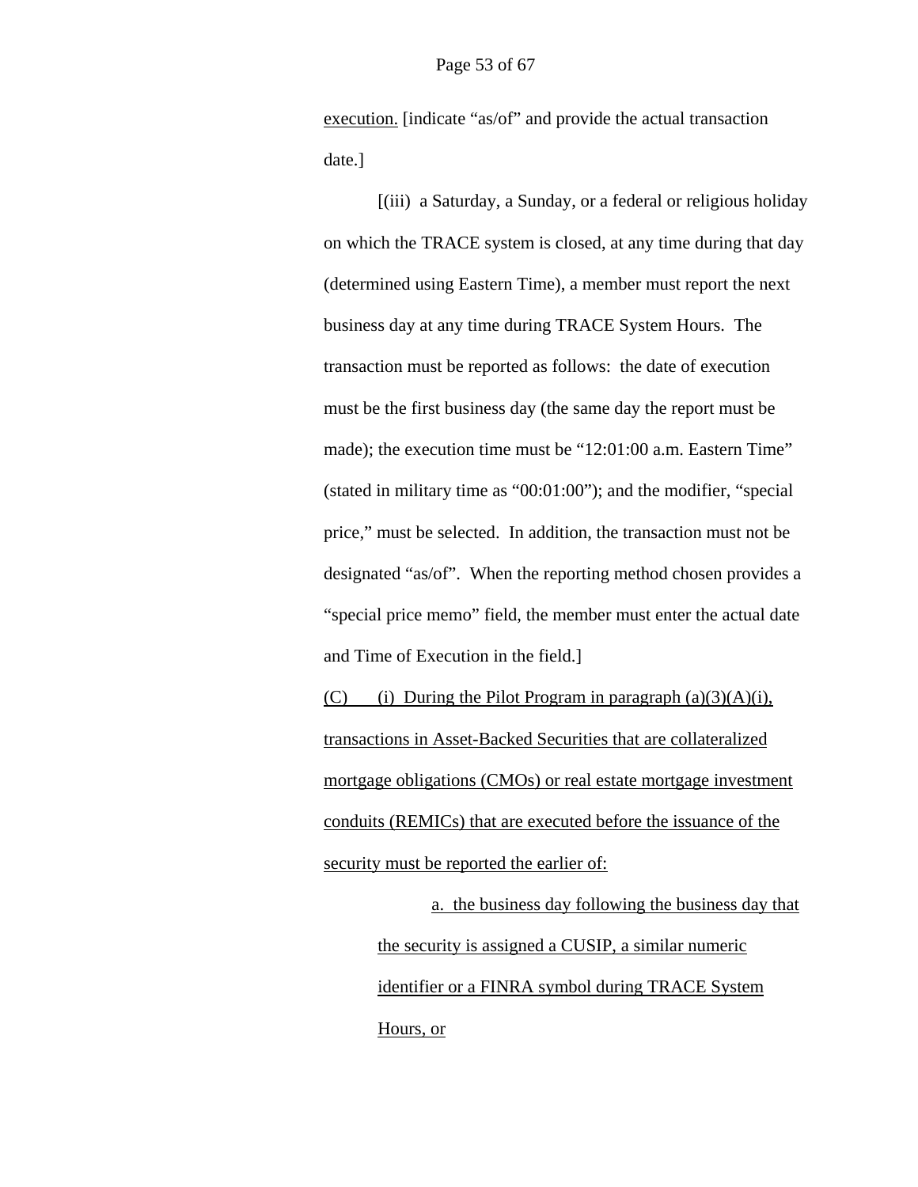<u>execution.</u> [indicate "as/of" and provide the actual transaction date.]

[(iii) a Saturday, a Sunday, or a federal or religious holiday on which the TRACE system is closed, at any time during that day (determined using Eastern Time), a member must report the next business day at any time during TRACE System Hours. The transaction must be reported as follows: the date of execution must be the first business day (the same day the report must be made); the execution time must be "12:01:00 a.m. Eastern Time" (stated in military time as "00:01:00"); and the modifier, "special price," must be selected. In addition, the transaction must not be designated "as/of". When the reporting method chosen provides a "special price memo" field, the member must enter the actual date and Time of Execution in the field.]

<u>(C) (i) During the Pilot Program in paragraph (a)(3)(A)(i), transactions in Asset-Backed Securities that are collateralized mortgage obligations (CMOs) or real estate mortgage investment conduits (REMICs) that are executed before the issuance of the security must be reported the earlier of:</u>

<u>a. the business day following the business day that the security is assigned a CUSIP, a similar numeric identifier or a FINRA symbol during TRACE System Hours, or</u>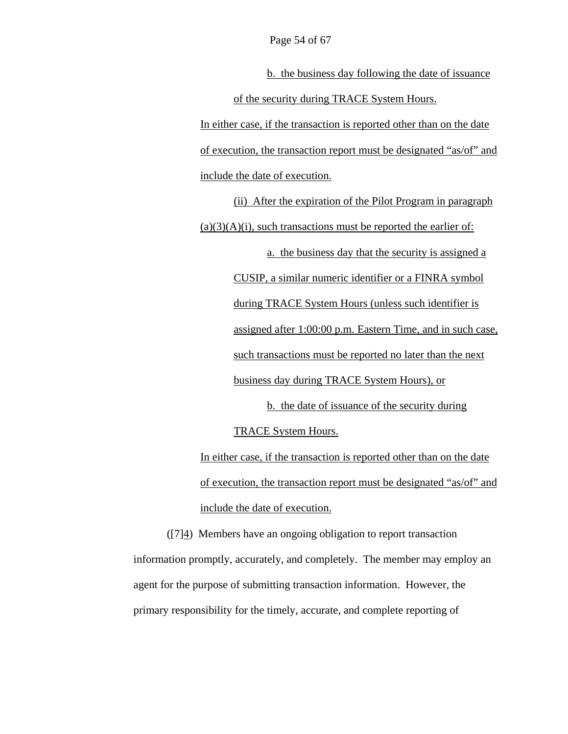b. the business day following the date of issuance of the security during TRACE System Hours.

In either case, if the transaction is reported other than on the date of execution, the transaction report must be designated "as/of" and include the date of execution.

(ii) After the expiration of the Pilot Program in paragraph (a)(3)(A)(i), such transactions must be reported the earlier of:

a. the business day that the security is assigned a CUSIP, a similar numeric identifier or a FINRA symbol during TRACE System Hours (unless such identifier is assigned after 1:00:00 p.m. Eastern Time, and in such case, such transactions must be reported no later than the next business day during TRACE System Hours), or

b. the date of issuance of the security during TRACE System Hours.

In either case, if the transaction is reported other than on the date of execution, the transaction report must be designated "as/of" and include the date of execution.

([7]4) Members have an ongoing obligation to report transaction information promptly, accurately, and completely. The member may employ an agent for the purpose of submitting transaction information. However, the primary responsibility for the timely, accurate, and complete reporting of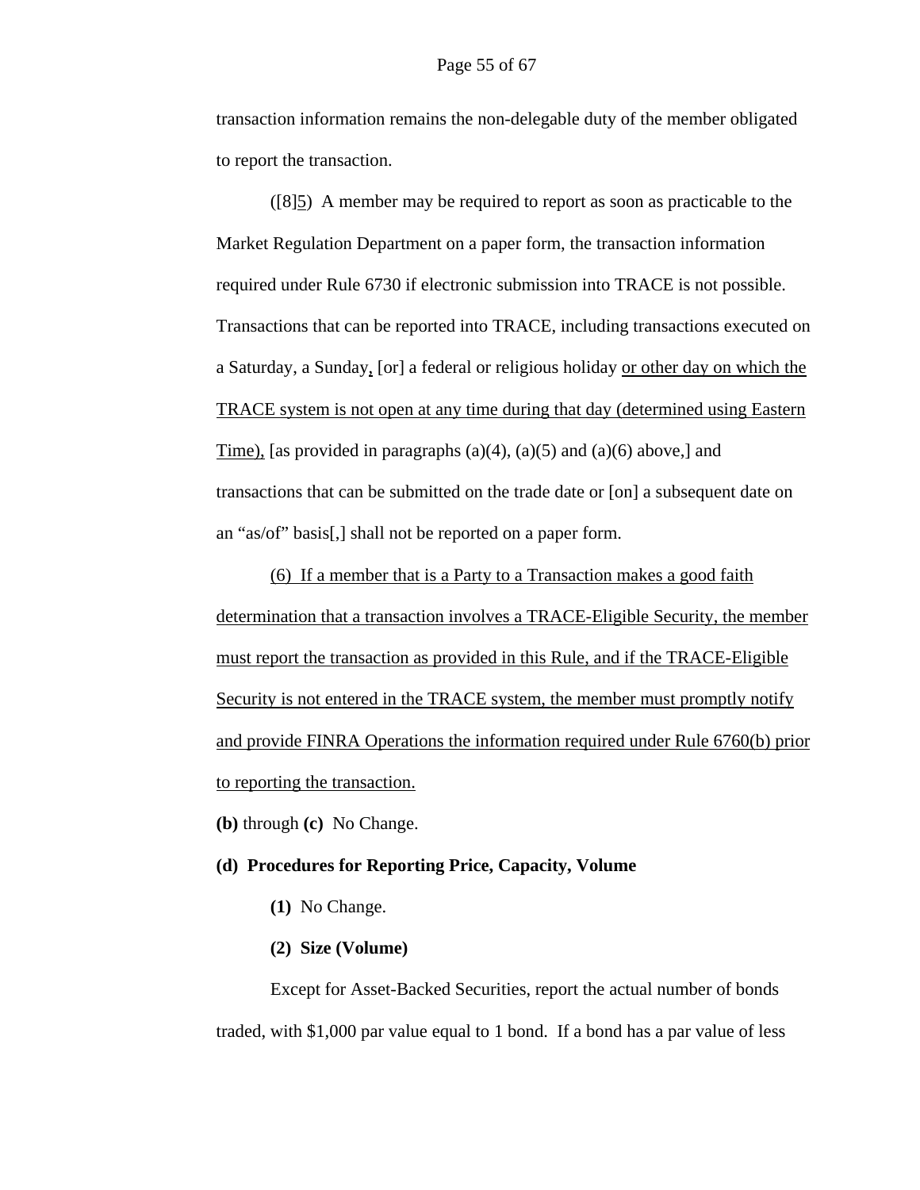transaction information remains the non-delegable duty of the member obligated to report the transaction.

([8]5) A member may be required to report as soon as practicable to the Market Regulation Department on a paper form, the transaction information required under Rule 6730 if electronic submission into TRACE is not possible. Transactions that can be reported into TRACE, including transactions executed on a Saturday, a Sunday, [or] a federal or religious holiday or other day on which the TRACE system is not open at any time during that day (determined using Eastern Time), [as provided in paragraphs (a)(4), (a)(5) and (a)(6) above,] and transactions that can be submitted on the trade date or [on] a subsequent date on an "as/of" basis[,] shall not be reported on a paper form.

(6) If a member that is a Party to a Transaction makes a good faith determination that a transaction involves a TRACE-Eligible Security, the member must report the transaction as provided in this Rule, and if the TRACE-Eligible Security is not entered in the TRACE system, the member must promptly notify and provide FINRA Operations the information required under Rule 6760(b) prior to reporting the transaction.

**(b)** through **(c)** No Change.

**(d) Procedures for Reporting Price, Capacity, Volume**

**(1)** No Change.

**(2) Size (Volume)**

Except for Asset-Backed Securities, report the actual number of bonds traded, with $1,000 par value equal to 1 bond. If a bond has a par value of less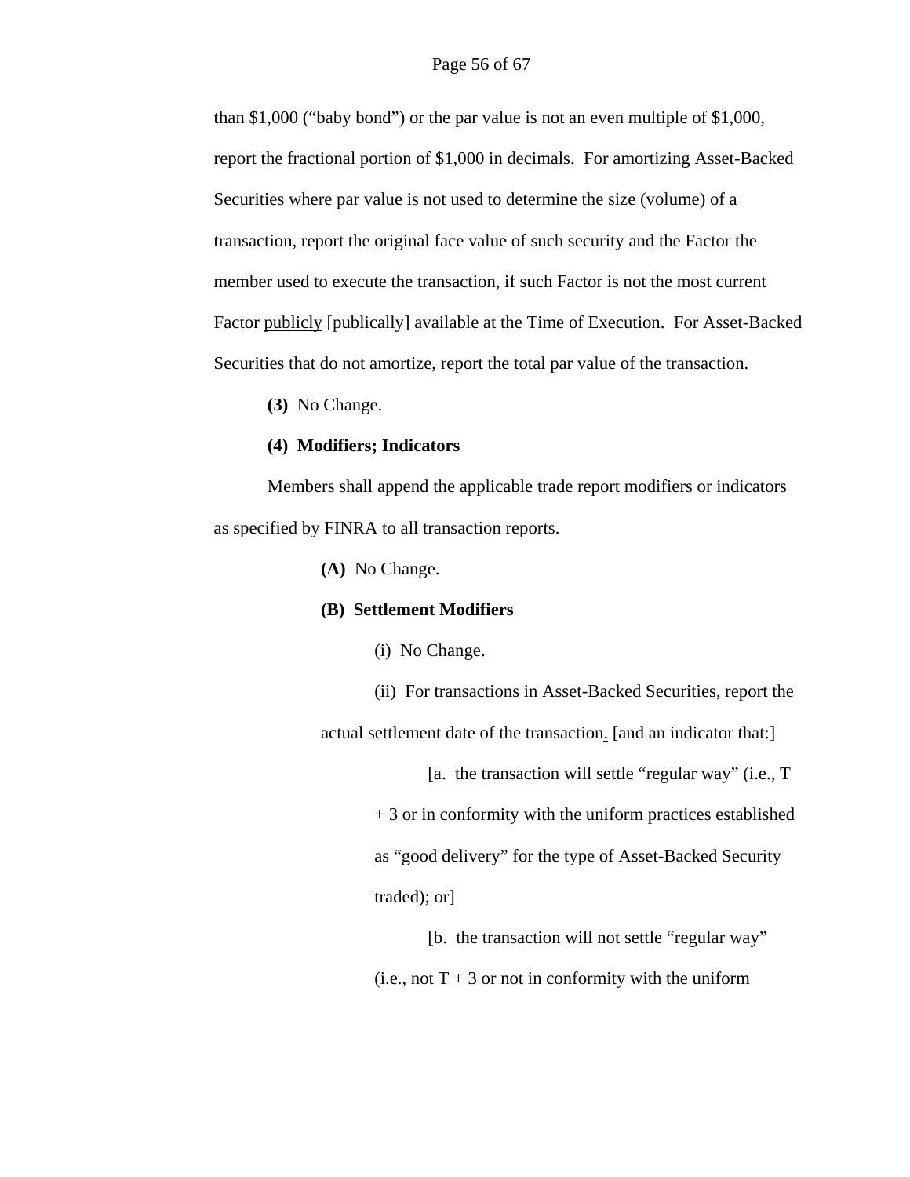than $1,000 (“baby bond”) or the par value is not an even multiple of $1,000, report the fractional portion of $1,000 in decimals. For amortizing Asset-Backed Securities where par value is not used to determine the size (volume) of a transaction, report the original face value of such security and the Factor the member used to execute the transaction, if such Factor is not the most current Factor <u>publicly</u> [publically] available at the Time of Execution. For Asset-Backed Securities that do not amortize, report the total par value of the transaction.

**(3)** No Change.

**(4) Modifiers; Indicators**

Members shall append the applicable trade report modifiers or indicators as specified by FINRA to all transaction reports.

**(A)** No Change.

**(B) Settlement Modifiers**

(i) No Change.

(ii) For transactions in Asset-Backed Securities, report the actual settlement date of the transaction<u>.</u> [and an indicator that:]

[a. the transaction will settle “regular way” (i.e., T + 3 or in conformity with the uniform practices established as “good delivery” for the type of Asset-Backed Security traded); or]

[b. the transaction will not settle “regular way” (i.e., not T + 3 or not in conformity with the uniform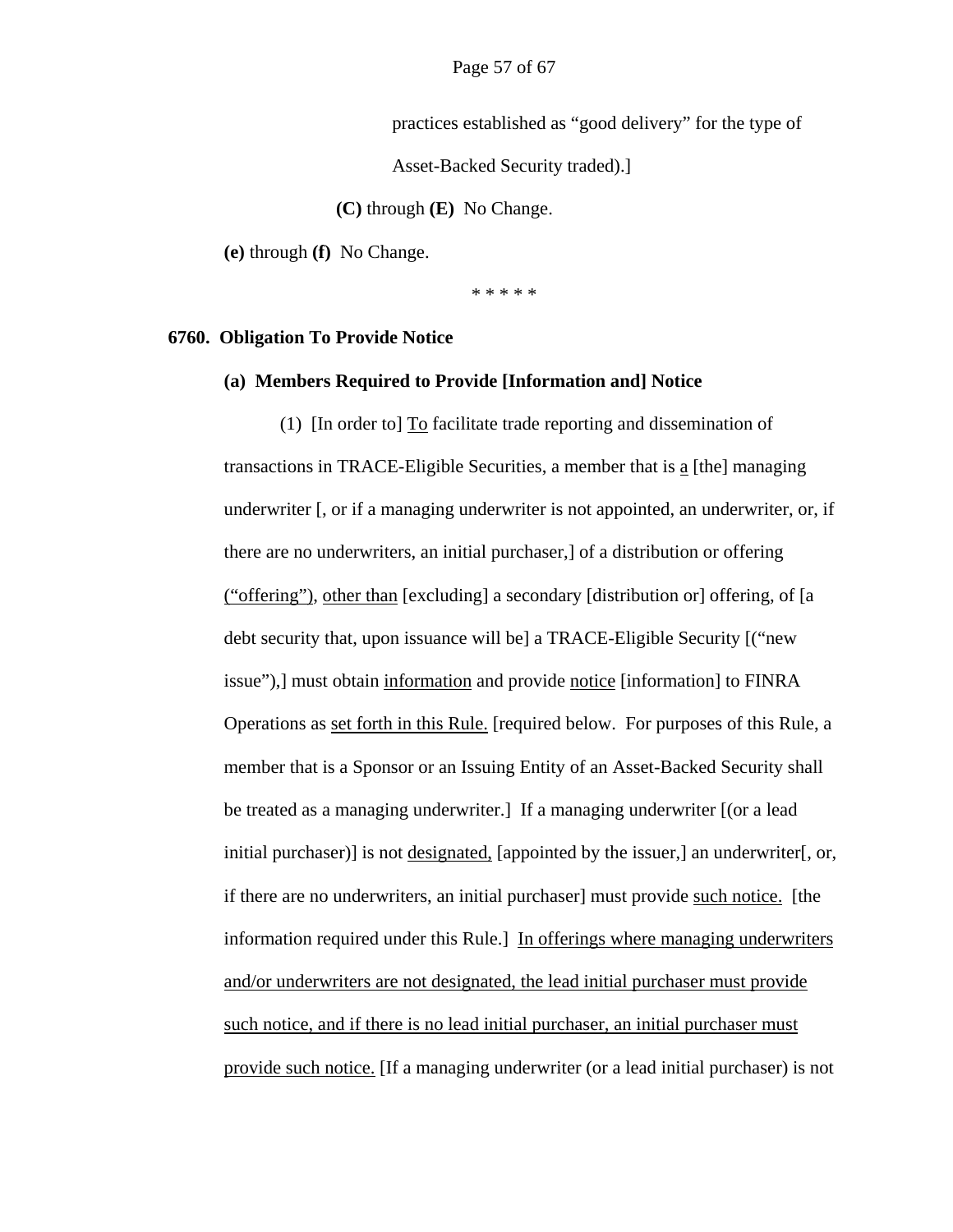practices established as "good delivery" for the type of Asset-Backed Security traded).]

**(C)** through **(E)** No Change.

**(e)** through **(f)** No Change.

\* \* \* \* \*

**6760. Obligation To Provide Notice**

**(a) Members Required to Provide [Information and] Notice**

(1) [In order to] To facilitate trade reporting and dissemination of transactions in TRACE-Eligible Securities, a member that is a [the] managing underwriter [, or if a managing underwriter is not appointed, an underwriter, or, if there are no underwriters, an initial purchaser,] of a distribution or offering ("offering"), other than [excluding] a secondary [distribution or] offering, of [a debt security that, upon issuance will be] a TRACE-Eligible Security [("new issue"),] must obtain information and provide notice [information] to FINRA Operations as set forth in this Rule. [required below. For purposes of this Rule, a member that is a Sponsor or an Issuing Entity of an Asset-Backed Security shall be treated as a managing underwriter.] If a managing underwriter [(or a lead initial purchaser)] is not designated, [appointed by the issuer,] an underwriter[, or, if there are no underwriters, an initial purchaser] must provide such notice. [the information required under this Rule.] In offerings where managing underwriters and/or underwriters are not designated, the lead initial purchaser must provide such notice, and if there is no lead initial purchaser, an initial purchaser must provide such notice. [If a managing underwriter (or a lead initial purchaser) is not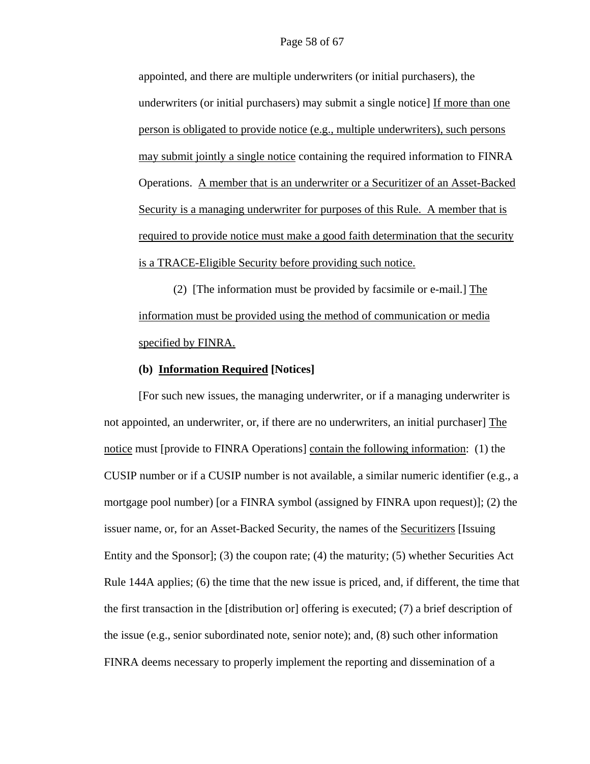appointed, and there are multiple underwriters (or initial purchasers), the underwriters (or initial purchasers) may submit a single notice] <u>If more than one person is obligated to provide notice (e.g., multiple underwriters), such persons may submit jointly a single notice</u> containing the required information to FINRA Operations. <u>A member that is an underwriter or a Securitizer of an Asset-Backed Security is a managing underwriter for purposes of this Rule. A member that is required to provide notice must make a good faith determination that the security is a TRACE-Eligible Security before providing such notice.</u>

(2) [The information must be provided by facsimile or e-mail.] <u>The information must be provided using the method of communication or media specified by FINRA.</u>

**(b) <u>Information Required</u> [Notices]**

[For such new issues, the managing underwriter, or if a managing underwriter is not appointed, an underwriter, or, if there are no underwriters, an initial purchaser] <u>The notice</u> must [provide to FINRA Operations] <u>contain the following information</u>: (1) the CUSIP number or if a CUSIP number is not available, a similar numeric identifier (e.g., a mortgage pool number) [or a FINRA symbol (assigned by FINRA upon request)]; (2) the issuer name, or, for an Asset-Backed Security, the names of the <u>Securitizers</u> [Issuing Entity and the Sponsor]; (3) the coupon rate; (4) the maturity; (5) whether Securities Act Rule 144A applies; (6) the time that the new issue is priced, and, if different, the time that the first transaction in the [distribution or] offering is executed; (7) a brief description of the issue (e.g., senior subordinated note, senior note); and, (8) such other information FINRA deems necessary to properly implement the reporting and dissemination of a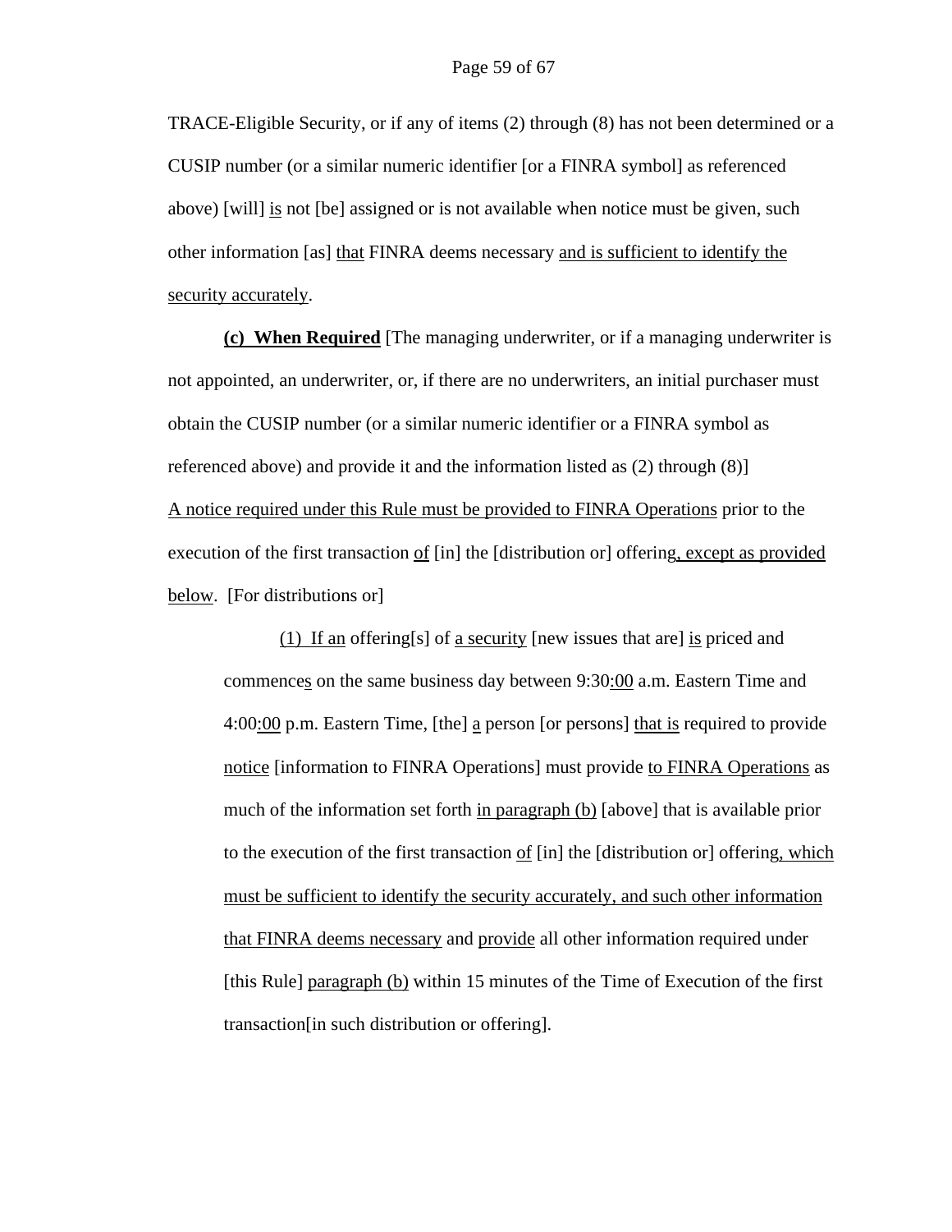TRACE-Eligible Security, or if any of items (2) through (8) has not been determined or a CUSIP number (or a similar numeric identifier [or a FINRA symbol] as referenced above) [will] <u>is</u> not [be] assigned or is not available when notice must be given, such other information [as] <u>that</u> FINRA deems necessary <u>and is sufficient to identify the security accurately</u>.

<u>**(c) When Required**</u> [The managing underwriter, or if a managing underwriter is not appointed, an underwriter, or, if there are no underwriters, an initial purchaser must obtain the CUSIP number (or a similar numeric identifier or a FINRA symbol as referenced above) and provide it and the information listed as (2) through (8)] <u>A notice required under this Rule must be provided to FINRA Operations</u> prior to the execution of the first transaction <u>of</u> [in] the [distribution or] offerin<u>g, except as provided below</u>. [For distributions or]

> <u>(1) If an</u> offering[s] of <u>a security</u> [new issues that are] <u>is</u> priced and commence<u>s</u> on the same business day between 9:30<u>:00</u> a.m. Eastern Time and 4:00<u>:00</u> p.m. Eastern Time, [the] <u>a</u> person [or persons] <u>that is</u> required to provide <u>notice</u> [information to FINRA Operations] must provide <u>to FINRA Operations</u> as much of the information set forth <u>in paragraph (b)</u> [above] that is available prior to the execution of the first transaction <u>of</u> [in] the [distribution or] offerin<u>g, which must be sufficient to identify the security accurately, and such other information that FINRA deems necessary</u> and <u>provide</u> all other information required under [this Rule] <u>paragraph (b)</u> within 15 minutes of the Time of Execution of the first transaction[in such distribution or offering].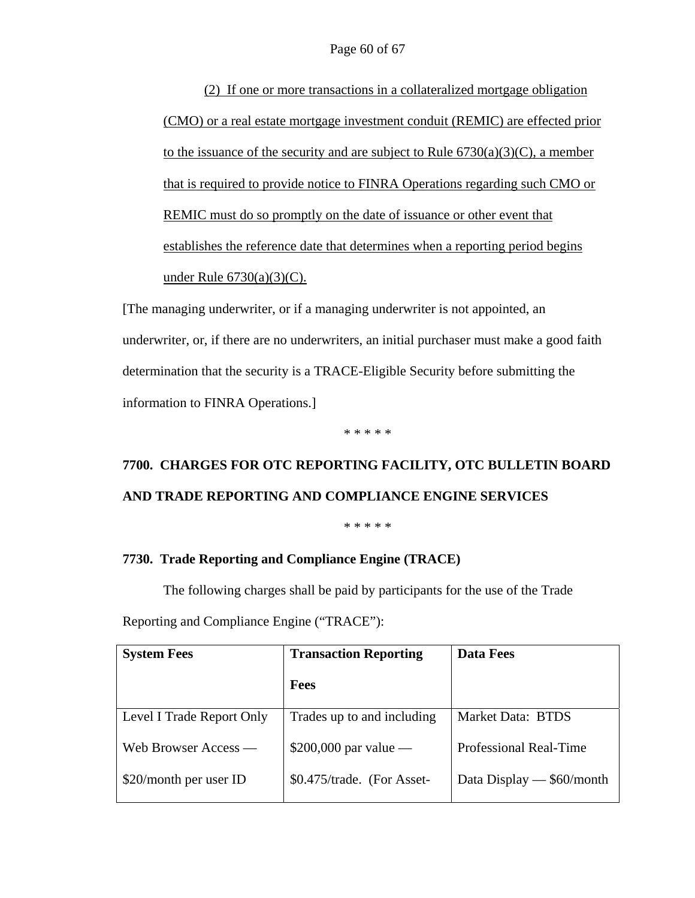<u>(2) If one or more transactions in a collateralized mortgage obligation (CMO) or a real estate mortgage investment conduit (REMIC) are effected prior to the issuance of the security and are subject to Rule 6730(a)(3)(C), a member that is required to provide notice to FINRA Operations regarding such CMO or REMIC must do so promptly on the date of issuance or other event that establishes the reference date that determines when a reporting period begins under Rule 6730(a)(3)(C).</u>

[The managing underwriter, or if a managing underwriter is not appointed, an underwriter, or, if there are no underwriters, an initial purchaser must make a good faith determination that the security is a TRACE-Eligible Security before submitting the information to FINRA Operations.]

\* \* \* \* \*

## 7700. CHARGES FOR OTC REPORTING FACILITY, OTC BULLETIN BOARD AND TRADE REPORTING AND COMPLIANCE ENGINE SERVICES

\* \* \* \* \*

### 7730. Trade Reporting and Compliance Engine (TRACE)

The following charges shall be paid by participants for the use of the Trade Reporting and Compliance Engine ("TRACE"):

| System Fees | Transaction Reporting Fees | Data Fees |
|---|---|---|
| Level I Trade Report Only Web Browser Access — $20/month per user ID | Trades up to and including $200,000 par value — $0.475/trade. (For Asset- | Market Data: BTDS Professional Real-Time Data Display — $60/month |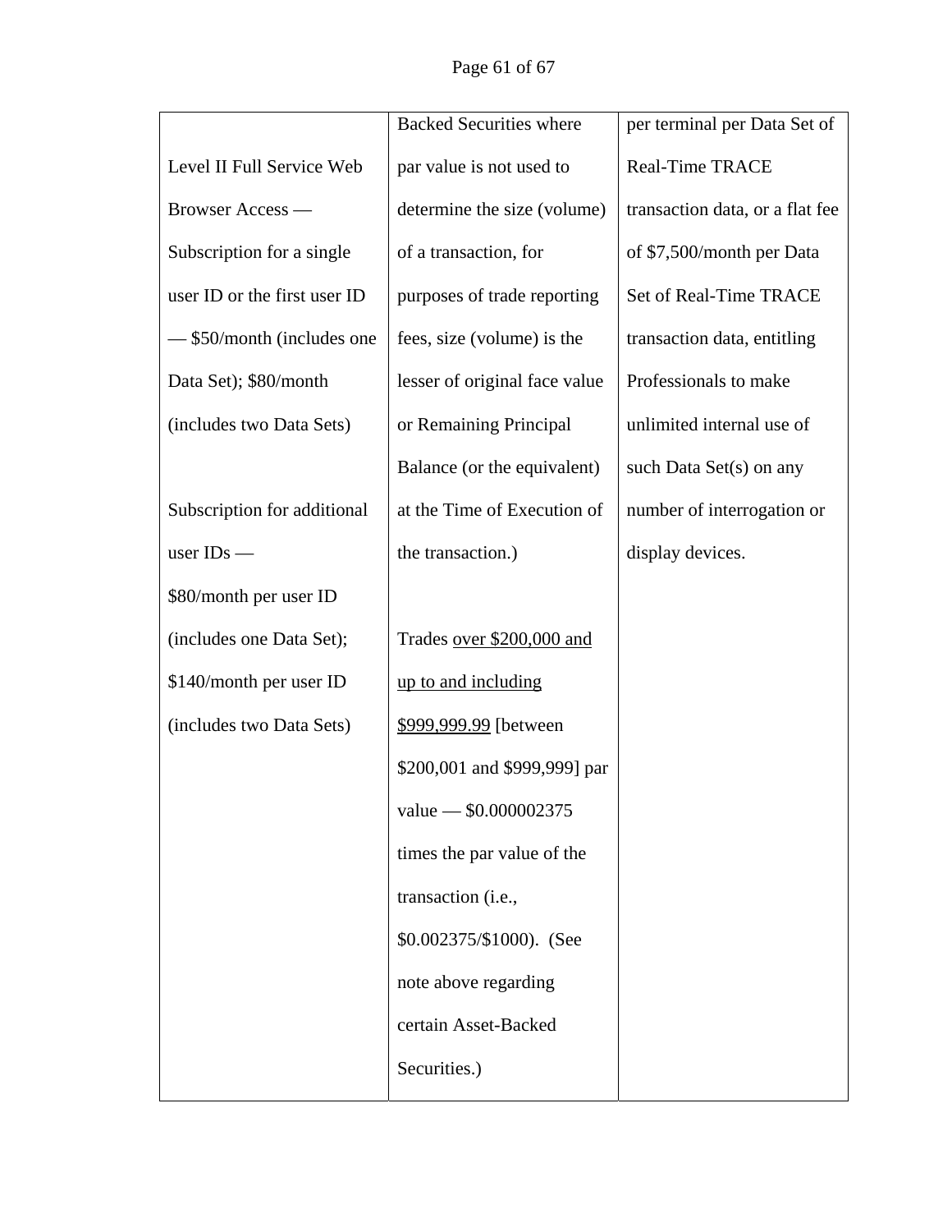| Level II Full Service Web Browser Access — Subscription for a single user ID or the first user ID — $50/month (includes one Data Set); $80/month (includes two Data Sets)<br><br>Subscription for additional user IDs — $80/month per user ID (includes one Data Set); $140/month per user ID (includes two Data Sets) | Backed Securities where par value is not used to determine the size (volume) of a transaction, for purposes of trade reporting fees, size (volume) is the lesser of original face value or Remaining Principal Balance (or the equivalent) at the Time of Execution of the transaction.)<br><br>Trades <u>over $200,000 and up to and including $999,999.99</u> [between $200,001 and $999,999] par value — $0.000002375 times the par value of the transaction (i.e., $0.002375/$1000). (See note above regarding certain Asset-Backed Securities.) | per terminal per Data Set of Real-Time TRACE transaction data, or a flat fee of $7,500/month per Data Set of Real-Time TRACE transaction data, entitling Professionals to make unlimited internal use of such Data Set(s) on any number of interrogation or display devices. |
|---|---|---|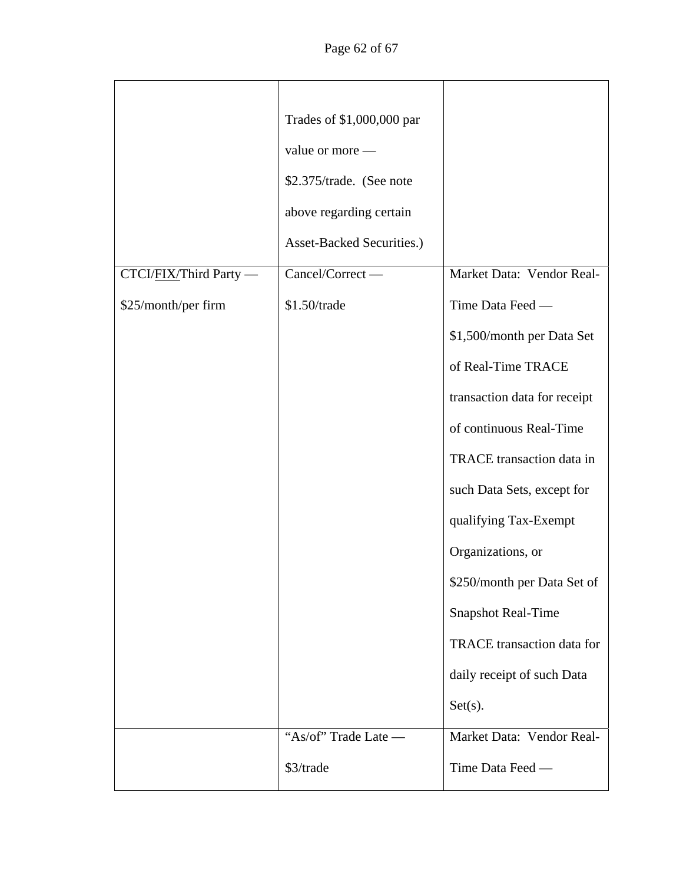| | | |
|---|---|---|
| | Trades of $1,000,000 par value or more — $2.375/trade. (See note above regarding certain Asset-Backed Securities.) | |
| CTCI/<u>FIX/</u>Third Party — $25/month/per firm | Cancel/Correct — $1.50/trade | Market Data: Vendor Real-Time Data Feed — $1,500/month per Data Set of Real-Time TRACE transaction data for receipt of continuous Real-Time TRACE transaction data in such Data Sets, except for qualifying Tax-Exempt Organizations, or $250/month per Data Set of Snapshot Real-Time TRACE transaction data for daily receipt of such Data Set(s). |
| | "As/of" Trade Late — $3/trade | Market Data: Vendor Real-Time Data Feed — |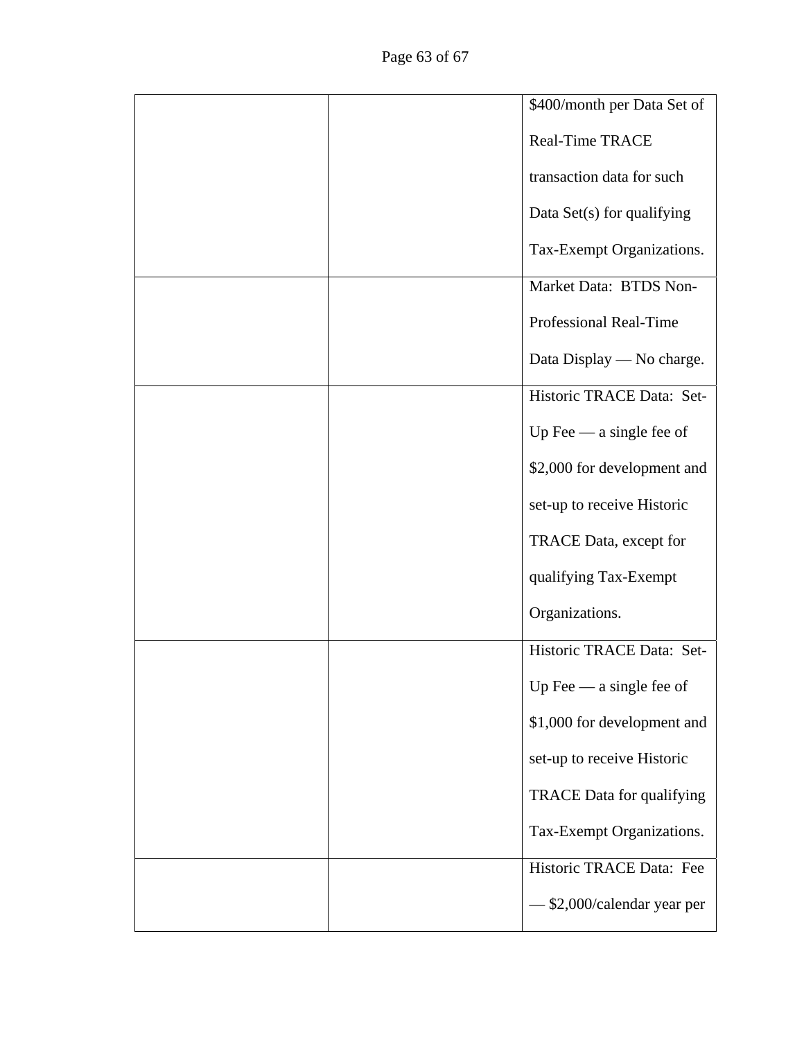| | | |
|---|---|---|
| | | \$400/month per Data Set of Real-Time TRACE transaction data for such Data Set(s) for qualifying Tax-Exempt Organizations. |
| | | Market Data: BTDS Non-Professional Real-Time Data Display — No charge. |
| | | Historic TRACE Data: Set-Up Fee — a single fee of \$2,000 for development and set-up to receive Historic TRACE Data, except for qualifying Tax-Exempt Organizations. |
| | | Historic TRACE Data: Set-Up Fee — a single fee of \$1,000 for development and set-up to receive Historic TRACE Data for qualifying Tax-Exempt Organizations. |
| | | Historic TRACE Data: Fee — \$2,000/calendar year per |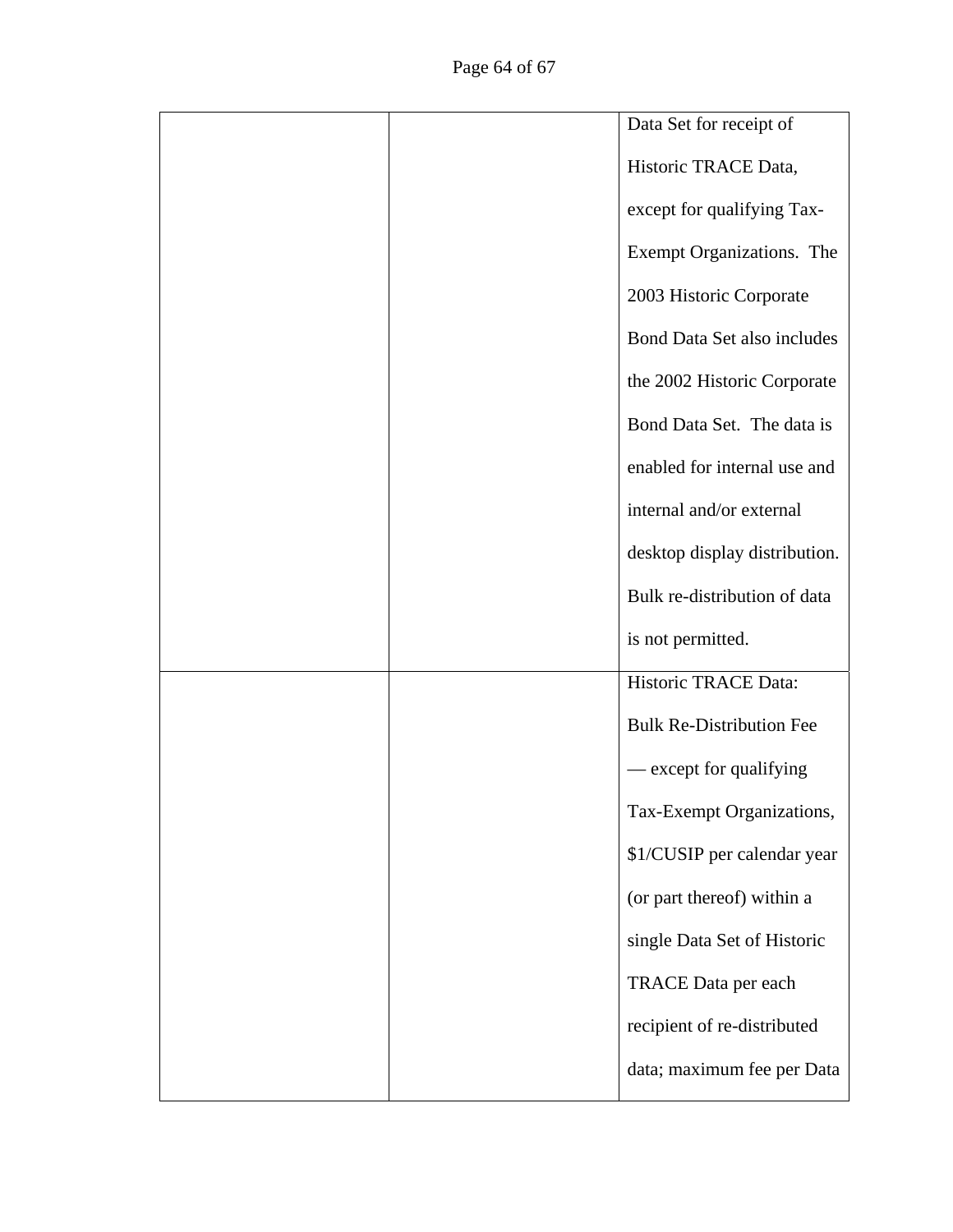| | | |
|---|---|---|
| | | Data Set for receipt of Historic TRACE Data, except for qualifying Tax-Exempt Organizations. The 2003 Historic Corporate Bond Data Set also includes the 2002 Historic Corporate Bond Data Set. The data is enabled for internal use and internal and/or external desktop display distribution. Bulk re-distribution of data is not permitted. |
| | | Historic TRACE Data: Bulk Re-Distribution Fee — except for qualifying Tax-Exempt Organizations, $1/CUSIP per calendar year (or part thereof) within a single Data Set of Historic TRACE Data per each recipient of re-distributed data; maximum fee per Data |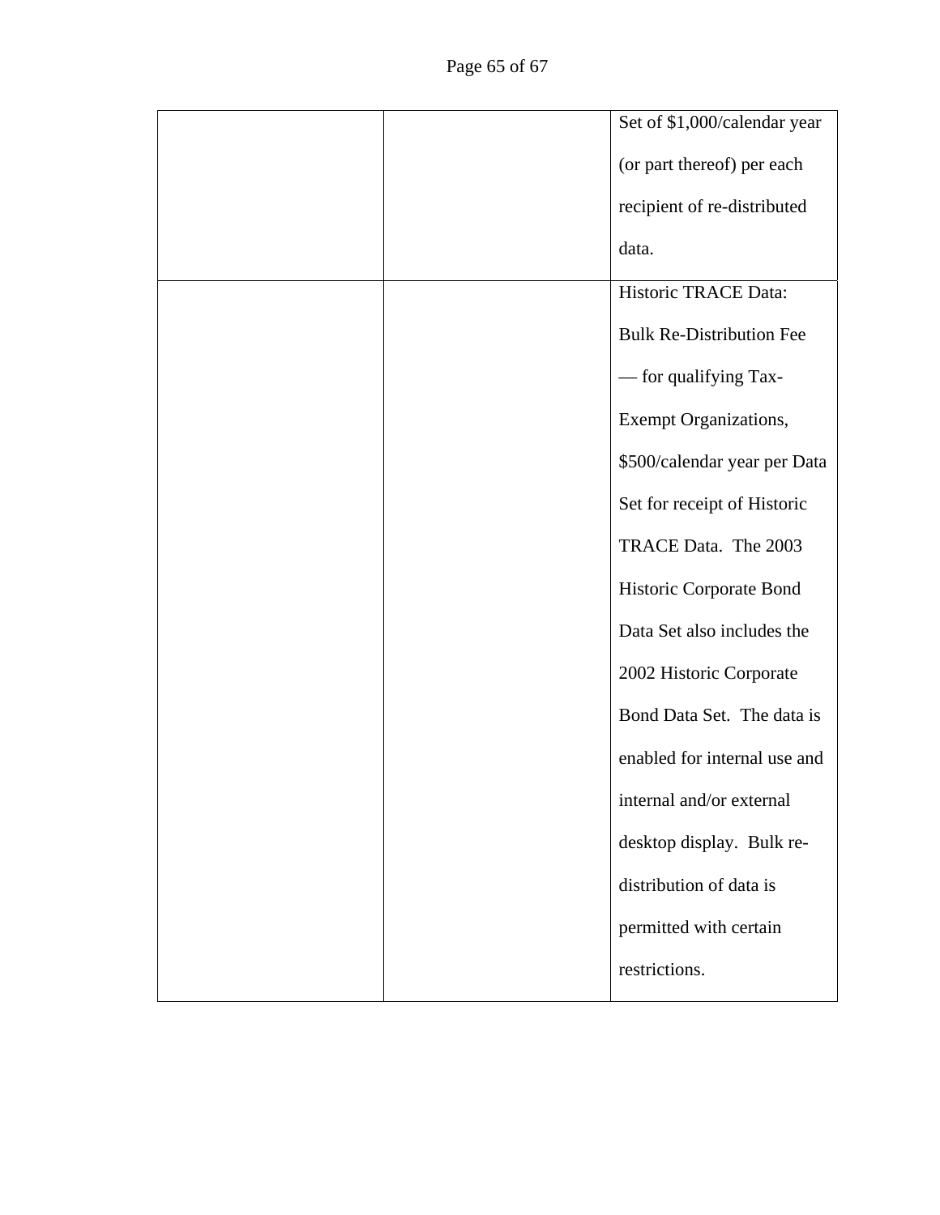| | | |
|---|---|---|
| | | Set of $1,000/calendar year (or part thereof) per each recipient of re-distributed data. |
| | | Historic TRACE Data: Bulk Re-Distribution Fee — for qualifying Tax-Exempt Organizations, $500/calendar year per Data Set for receipt of Historic TRACE Data. The 2003 Historic Corporate Bond Data Set also includes the 2002 Historic Corporate Bond Data Set. The data is enabled for internal use and internal and/or external desktop display. Bulk re-distribution of data is permitted with certain restrictions. |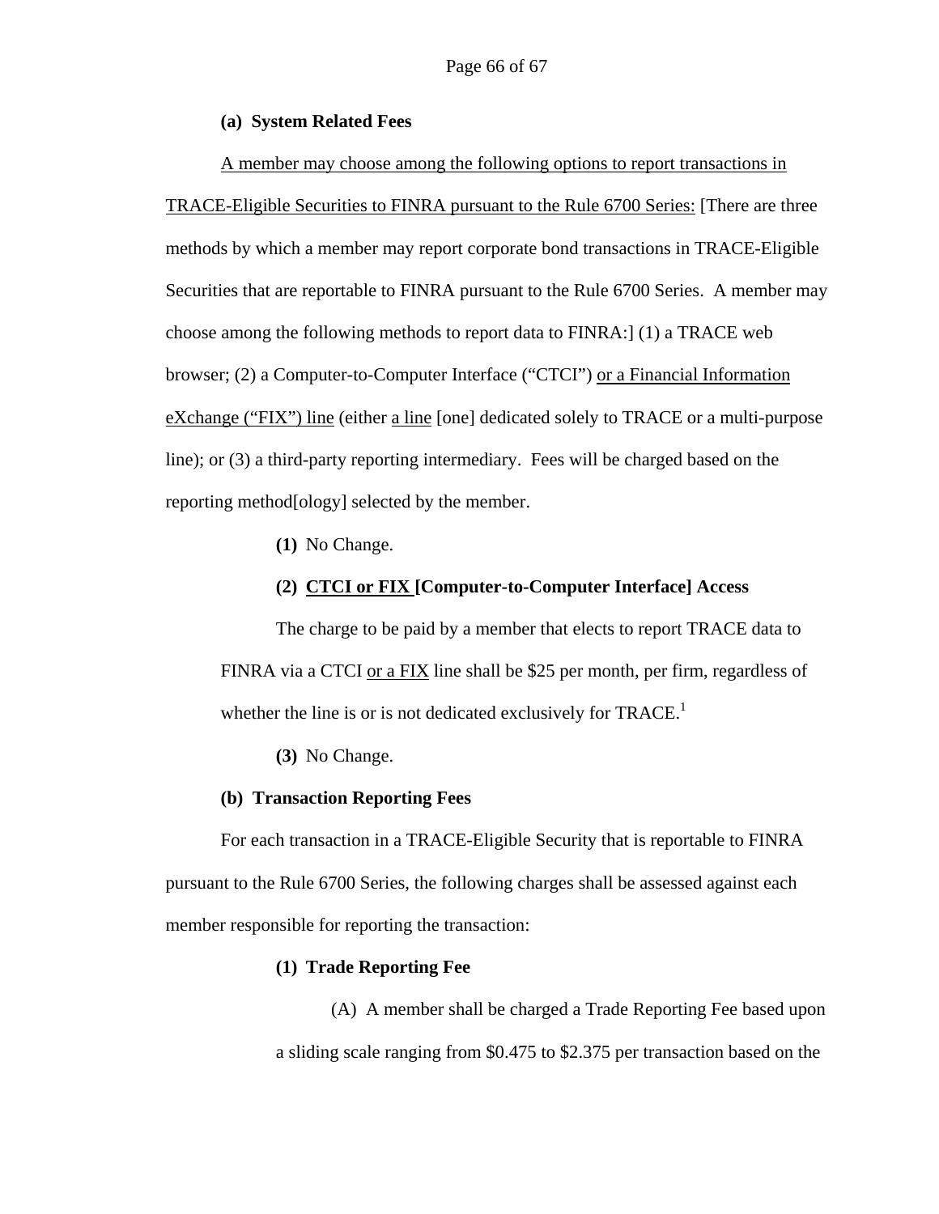**(a) System Related Fees**

A member may choose among the following options to report transactions in TRACE-Eligible Securities to FINRA pursuant to the Rule 6700 Series: [There are three methods by which a member may report corporate bond transactions in TRACE-Eligible Securities that are reportable to FINRA pursuant to the Rule 6700 Series. A member may choose among the following methods to report data to FINRA:] (1) a TRACE web browser; (2) a Computer-to-Computer Interface ("CTCI") or a Financial Information eXchange ("FIX") line (either a line [one] dedicated solely to TRACE or a multi-purpose line); or (3) a third-party reporting intermediary. Fees will be charged based on the reporting method[ology] selected by the member.

**(1)** No Change.

**(2) CTCI or FIX [Computer-to-Computer Interface] Access**

The charge to be paid by a member that elects to report TRACE data to FINRA via a CTCI or a FIX line shall be $25 per month, per firm, regardless of whether the line is or is not dedicated exclusively for TRACE.[1]

**(3)** No Change.

**(b) Transaction Reporting Fees**

For each transaction in a TRACE-Eligible Security that is reportable to FINRA pursuant to the Rule 6700 Series, the following charges shall be assessed against each member responsible for reporting the transaction:

**(1) Trade Reporting Fee**

(A) A member shall be charged a Trade Reporting Fee based upon a sliding scale ranging from $0.475 to $2.375 per transaction based on the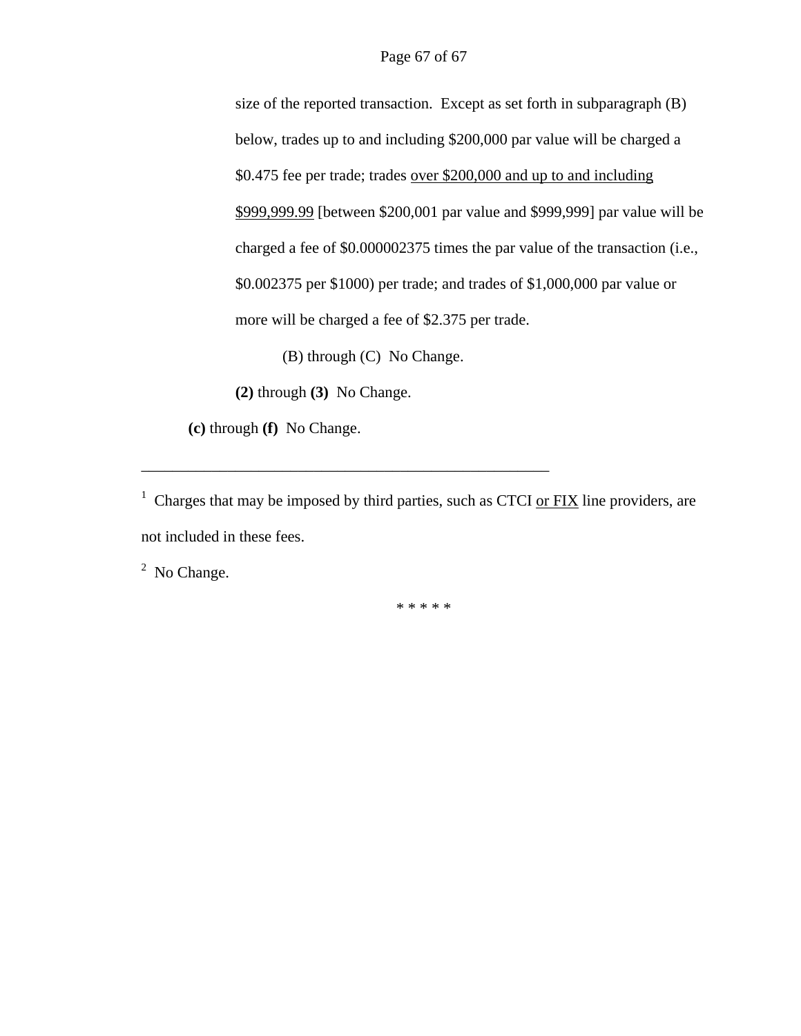size of the reported transaction. Except as set forth in subparagraph (B) below, trades up to and including $200,000 par value will be charged a $0.475 fee per trade; trades <u>over $200,000 and up to and including $999,999.99</u> [between $200,001 par value and $999,999] par value will be charged a fee of $0.000002375 times the par value of the transaction (i.e., $0.002375 per $1000) per trade; and trades of $1,000,000 par value or more will be charged a fee of $2.375 per trade.

(B) through (C) No Change.

**(2)** through **(3)** No Change.

**(c)** through **(f)** No Change.

---

[1] Charges that may be imposed by third parties, such as CTCI <u>or FIX</u> line providers, are not included in these fees.

[2] No Change.

\* \* \* \* \*